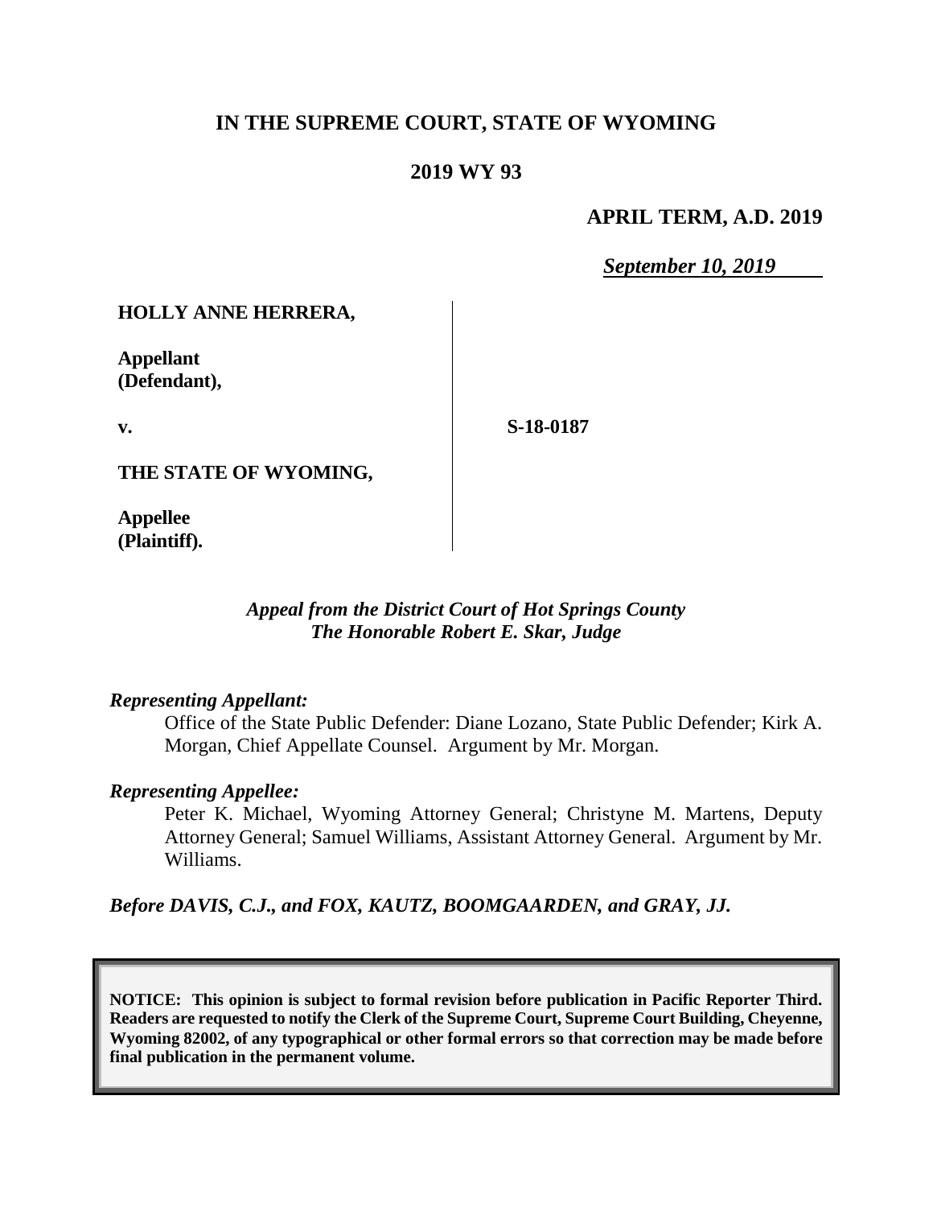# IN THE SUPREME COURT, STATE OF WYOMING

## 2019 WY 93

**APRIL TERM, A.D. 2019**

***September 10, 2019***

| | |
|---|---|
| **HOLLY ANNE HERRERA,**<br><br>**Appellant (Defendant),**<br><br>**v.**<br><br>**THE STATE OF WYOMING,**<br><br>**Appellee (Plaintiff).** | **S-18-0187** |

*Appeal from the District Court of Hot Springs County*
*The Honorable Robert E. Skar, Judge*

*Representing Appellant:*

Office of the State Public Defender: Diane Lozano, State Public Defender; Kirk A. Morgan, Chief Appellate Counsel. Argument by Mr. Morgan.

*Representing Appellee:*

Peter K. Michael, Wyoming Attorney General; Christyne M. Martens, Deputy Attorney General; Samuel Williams, Assistant Attorney General. Argument by Mr. Williams.

*Before DAVIS, C.J., and FOX, KAUTZ, BOOMGAARDEN, and GRAY, JJ.*

**NOTICE: This opinion is subject to formal revision before publication in Pacific Reporter Third. Readers are requested to notify the Clerk of the Supreme Court, Supreme Court Building, Cheyenne, Wyoming 82002, of any typographical or other formal errors so that correction may be made before final publication in the permanent volume.**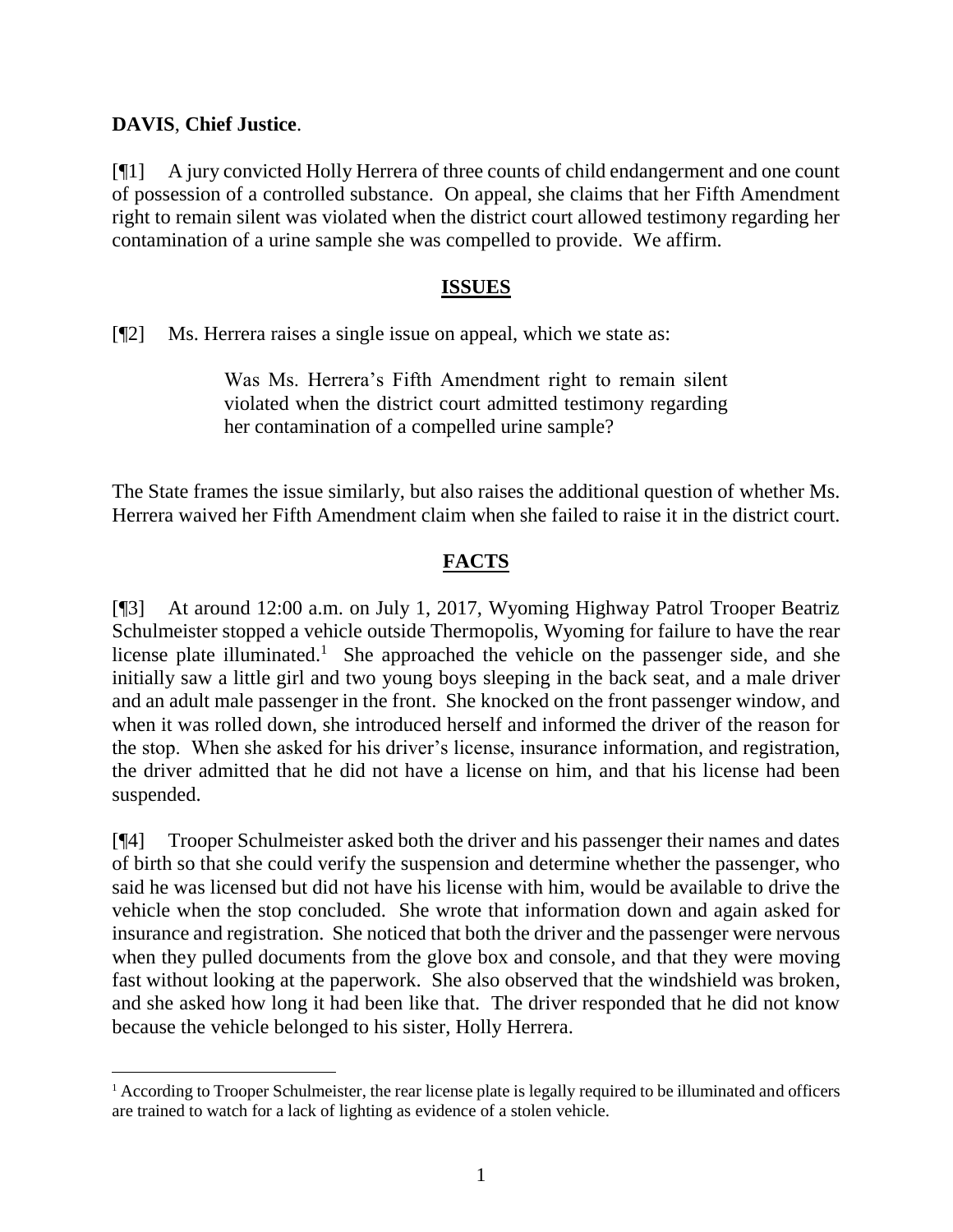**DAVIS**, **Chief Justice**.

[¶1] A jury convicted Holly Herrera of three counts of child endangerment and one count of possession of a controlled substance. On appeal, she claims that her Fifth Amendment right to remain silent was violated when the district court allowed testimony regarding her contamination of a urine sample she was compelled to provide. We affirm.

## ISSUES

[¶2] Ms. Herrera raises a single issue on appeal, which we state as:

> Was Ms. Herrera's Fifth Amendment right to remain silent violated when the district court admitted testimony regarding her contamination of a compelled urine sample?

The State frames the issue similarly, but also raises the additional question of whether Ms. Herrera waived her Fifth Amendment claim when she failed to raise it in the district court.

## FACTS

[¶3] At around 12:00 a.m. on July 1, 2017, Wyoming Highway Patrol Trooper Beatriz Schulmeister stopped a vehicle outside Thermopolis, Wyoming for failure to have the rear license plate illuminated.[1] She approached the vehicle on the passenger side, and she initially saw a little girl and two young boys sleeping in the back seat, and a male driver and an adult male passenger in the front. She knocked on the front passenger window, and when it was rolled down, she introduced herself and informed the driver of the reason for the stop. When she asked for his driver's license, insurance information, and registration, the driver admitted that he did not have a license on him, and that his license had been suspended.

[¶4] Trooper Schulmeister asked both the driver and his passenger their names and dates of birth so that she could verify the suspension and determine whether the passenger, who said he was licensed but did not have his license with him, would be available to drive the vehicle when the stop concluded. She wrote that information down and again asked for insurance and registration. She noticed that both the driver and the passenger were nervous when they pulled documents from the glove box and console, and that they were moving fast without looking at the paperwork. She also observed that the windshield was broken, and she asked how long it had been like that. The driver responded that he did not know because the vehicle belonged to his sister, Holly Herrera.

---

[1] According to Trooper Schulmeister, the rear license plate is legally required to be illuminated and officers are trained to watch for a lack of lighting as evidence of a stolen vehicle.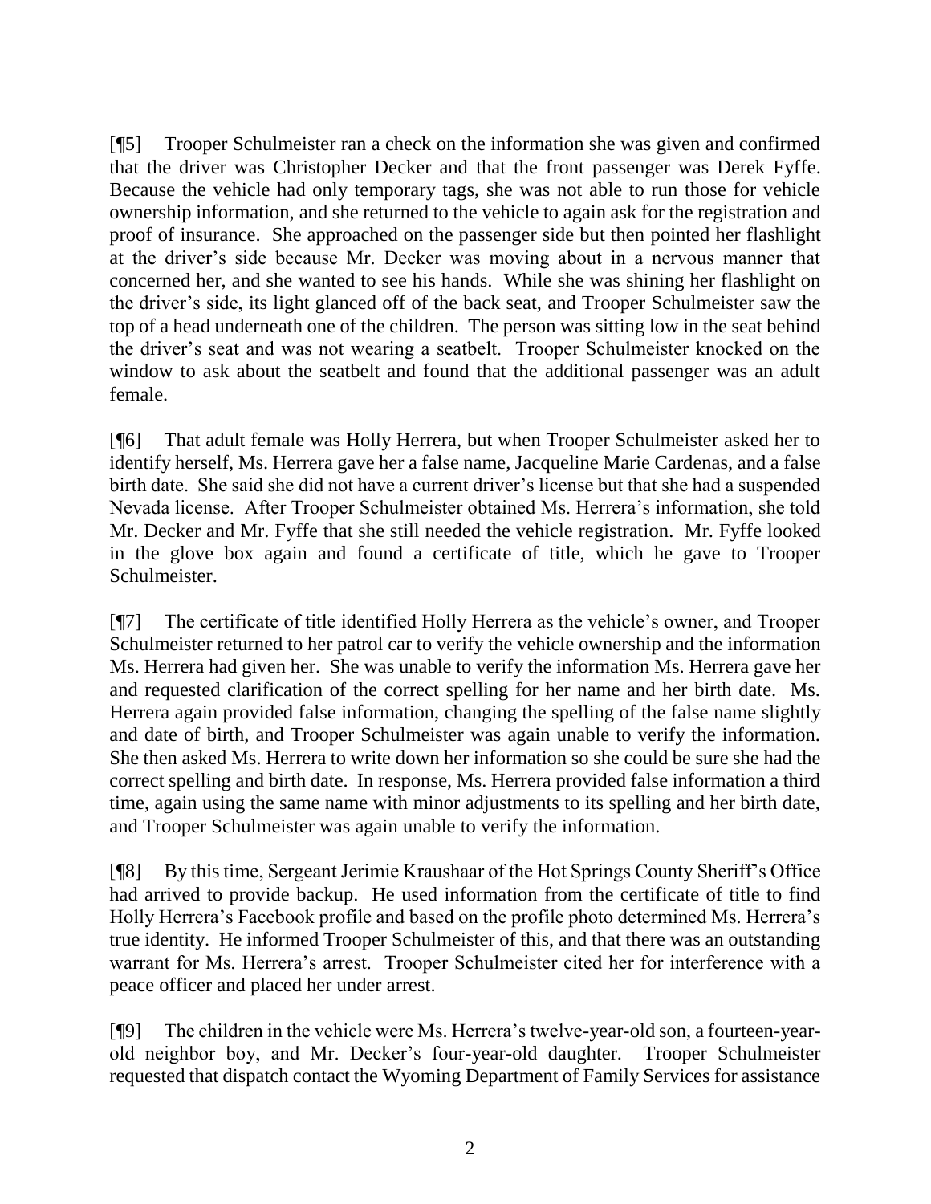[¶5] Trooper Schulmeister ran a check on the information she was given and confirmed that the driver was Christopher Decker and that the front passenger was Derek Fyffe. Because the vehicle had only temporary tags, she was not able to run those for vehicle ownership information, and she returned to the vehicle to again ask for the registration and proof of insurance. She approached on the passenger side but then pointed her flashlight at the driver's side because Mr. Decker was moving about in a nervous manner that concerned her, and she wanted to see his hands. While she was shining her flashlight on the driver's side, its light glanced off of the back seat, and Trooper Schulmeister saw the top of a head underneath one of the children. The person was sitting low in the seat behind the driver's seat and was not wearing a seatbelt. Trooper Schulmeister knocked on the window to ask about the seatbelt and found that the additional passenger was an adult female.

[¶6] That adult female was Holly Herrera, but when Trooper Schulmeister asked her to identify herself, Ms. Herrera gave her a false name, Jacqueline Marie Cardenas, and a false birth date. She said she did not have a current driver's license but that she had a suspended Nevada license. After Trooper Schulmeister obtained Ms. Herrera's information, she told Mr. Decker and Mr. Fyffe that she still needed the vehicle registration. Mr. Fyffe looked in the glove box again and found a certificate of title, which he gave to Trooper Schulmeister.

[¶7] The certificate of title identified Holly Herrera as the vehicle's owner, and Trooper Schulmeister returned to her patrol car to verify the vehicle ownership and the information Ms. Herrera had given her. She was unable to verify the information Ms. Herrera gave her and requested clarification of the correct spelling for her name and her birth date. Ms. Herrera again provided false information, changing the spelling of the false name slightly and date of birth, and Trooper Schulmeister was again unable to verify the information. She then asked Ms. Herrera to write down her information so she could be sure she had the correct spelling and birth date. In response, Ms. Herrera provided false information a third time, again using the same name with minor adjustments to its spelling and her birth date, and Trooper Schulmeister was again unable to verify the information.

[¶8] By this time, Sergeant Jerimie Kraushaar of the Hot Springs County Sheriff's Office had arrived to provide backup. He used information from the certificate of title to find Holly Herrera's Facebook profile and based on the profile photo determined Ms. Herrera's true identity. He informed Trooper Schulmeister of this, and that there was an outstanding warrant for Ms. Herrera's arrest. Trooper Schulmeister cited her for interference with a peace officer and placed her under arrest.

[¶9] The children in the vehicle were Ms. Herrera's twelve-year-old son, a fourteen-year-old neighbor boy, and Mr. Decker's four-year-old daughter. Trooper Schulmeister requested that dispatch contact the Wyoming Department of Family Services for assistance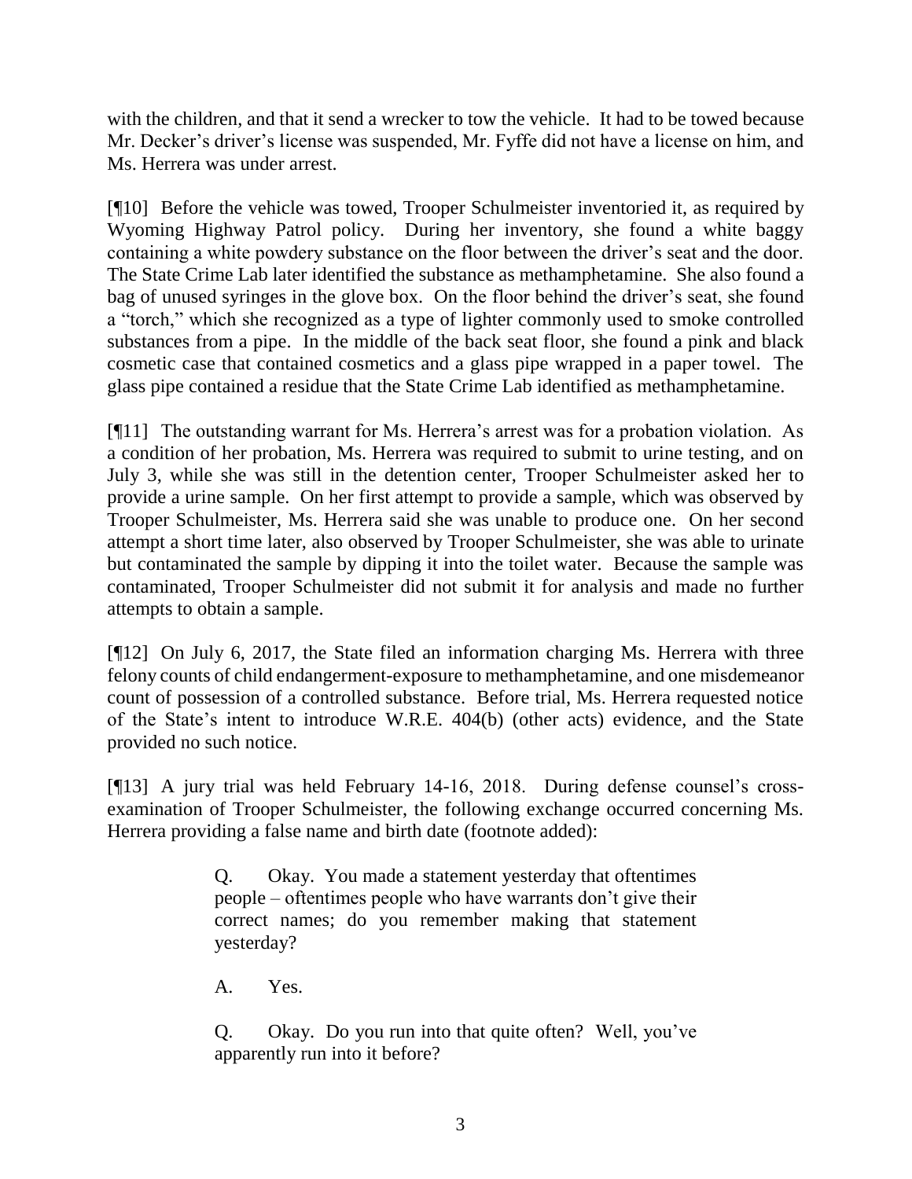with the children, and that it send a wrecker to tow the vehicle. It had to be towed because Mr. Decker's driver's license was suspended, Mr. Fyffe did not have a license on him, and Ms. Herrera was under arrest.

[¶10] Before the vehicle was towed, Trooper Schulmeister inventoried it, as required by Wyoming Highway Patrol policy. During her inventory, she found a white baggy containing a white powdery substance on the floor between the driver's seat and the door. The State Crime Lab later identified the substance as methamphetamine. She also found a bag of unused syringes in the glove box. On the floor behind the driver's seat, she found a "torch," which she recognized as a type of lighter commonly used to smoke controlled substances from a pipe. In the middle of the back seat floor, she found a pink and black cosmetic case that contained cosmetics and a glass pipe wrapped in a paper towel. The glass pipe contained a residue that the State Crime Lab identified as methamphetamine.

[¶11] The outstanding warrant for Ms. Herrera's arrest was for a probation violation. As a condition of her probation, Ms. Herrera was required to submit to urine testing, and on July 3, while she was still in the detention center, Trooper Schulmeister asked her to provide a urine sample. On her first attempt to provide a sample, which was observed by Trooper Schulmeister, Ms. Herrera said she was unable to produce one. On her second attempt a short time later, also observed by Trooper Schulmeister, she was able to urinate but contaminated the sample by dipping it into the toilet water. Because the sample was contaminated, Trooper Schulmeister did not submit it for analysis and made no further attempts to obtain a sample.

[¶12] On July 6, 2017, the State filed an information charging Ms. Herrera with three felony counts of child endangerment-exposure to methamphetamine, and one misdemeanor count of possession of a controlled substance. Before trial, Ms. Herrera requested notice of the State's intent to introduce W.R.E. 404(b) (other acts) evidence, and the State provided no such notice.

[¶13] A jury trial was held February 14-16, 2018. During defense counsel's cross-examination of Trooper Schulmeister, the following exchange occurred concerning Ms. Herrera providing a false name and birth date (footnote added):

> Q. Okay. You made a statement yesterday that oftentimes people – oftentimes people who have warrants don't give their correct names; do you remember making that statement yesterday?
>
> A. Yes.
>
> Q. Okay. Do you run into that quite often? Well, you've apparently run into it before?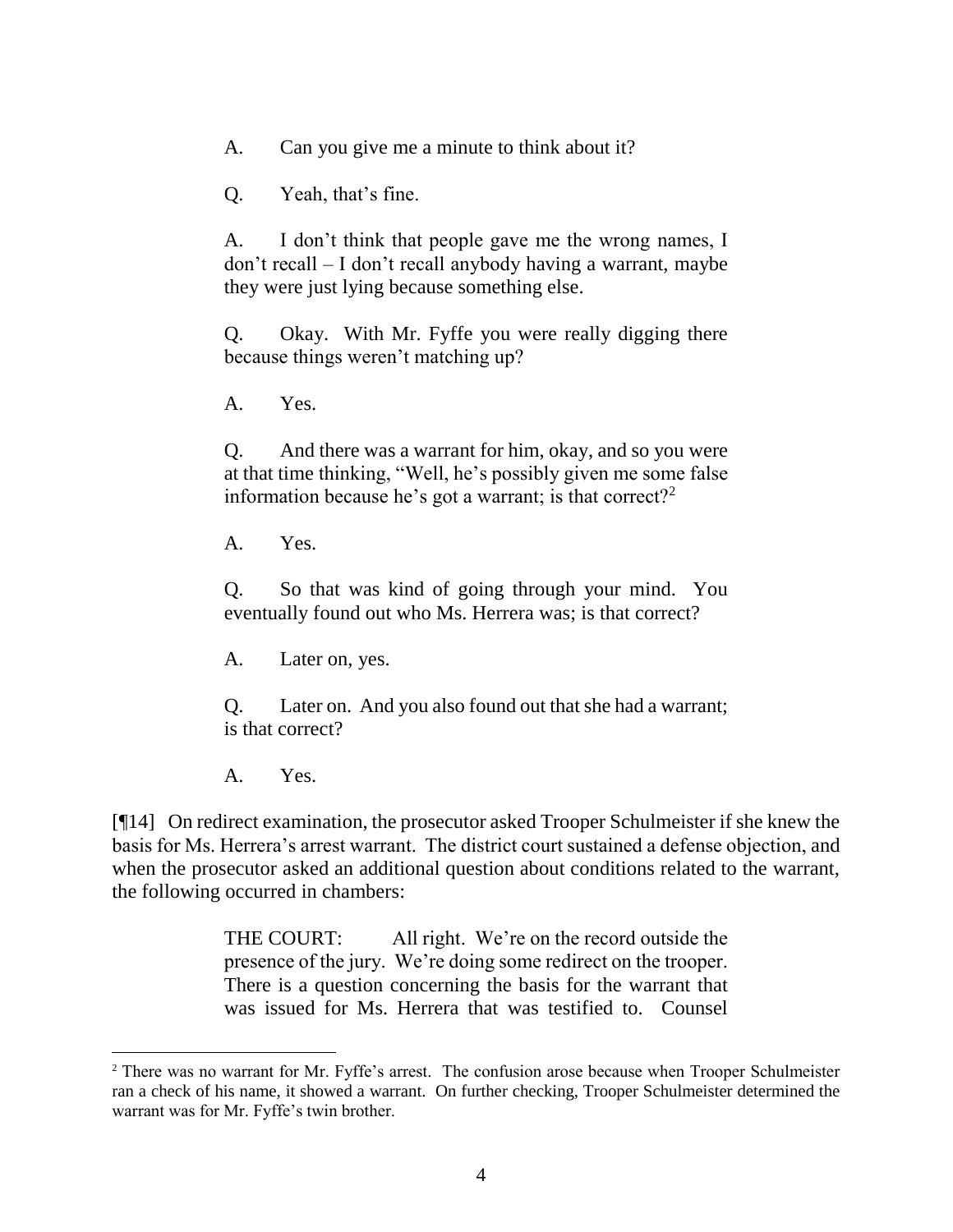> A. Can you give me a minute to think about it?
>
> Q. Yeah, that's fine.
>
> A. I don't think that people gave me the wrong names, I don't recall – I don't recall anybody having a warrant, maybe they were just lying because something else.
>
> Q. Okay. With Mr. Fyffe you were really digging there because things weren't matching up?
>
> A. Yes.
>
> Q. And there was a warrant for him, okay, and so you were at that time thinking, "Well, he's possibly given me some false information because he's got a warrant; is that correct?[2]
>
> A. Yes.
>
> Q. So that was kind of going through your mind. You eventually found out who Ms. Herrera was; is that correct?
>
> A. Later on, yes.
>
> Q. Later on. And you also found out that she had a warrant; is that correct?
>
> A. Yes.

[¶14] On redirect examination, the prosecutor asked Trooper Schulmeister if she knew the basis for Ms. Herrera's arrest warrant. The district court sustained a defense objection, and when the prosecutor asked an additional question about conditions related to the warrant, the following occurred in chambers:

> THE COURT: All right. We're on the record outside the presence of the jury. We're doing some redirect on the trooper. There is a question concerning the basis for the warrant that was issued for Ms. Herrera that was testified to. Counsel

---

[2] There was no warrant for Mr. Fyffe's arrest. The confusion arose because when Trooper Schulmeister ran a check of his name, it showed a warrant. On further checking, Trooper Schulmeister determined the warrant was for Mr. Fyffe's twin brother.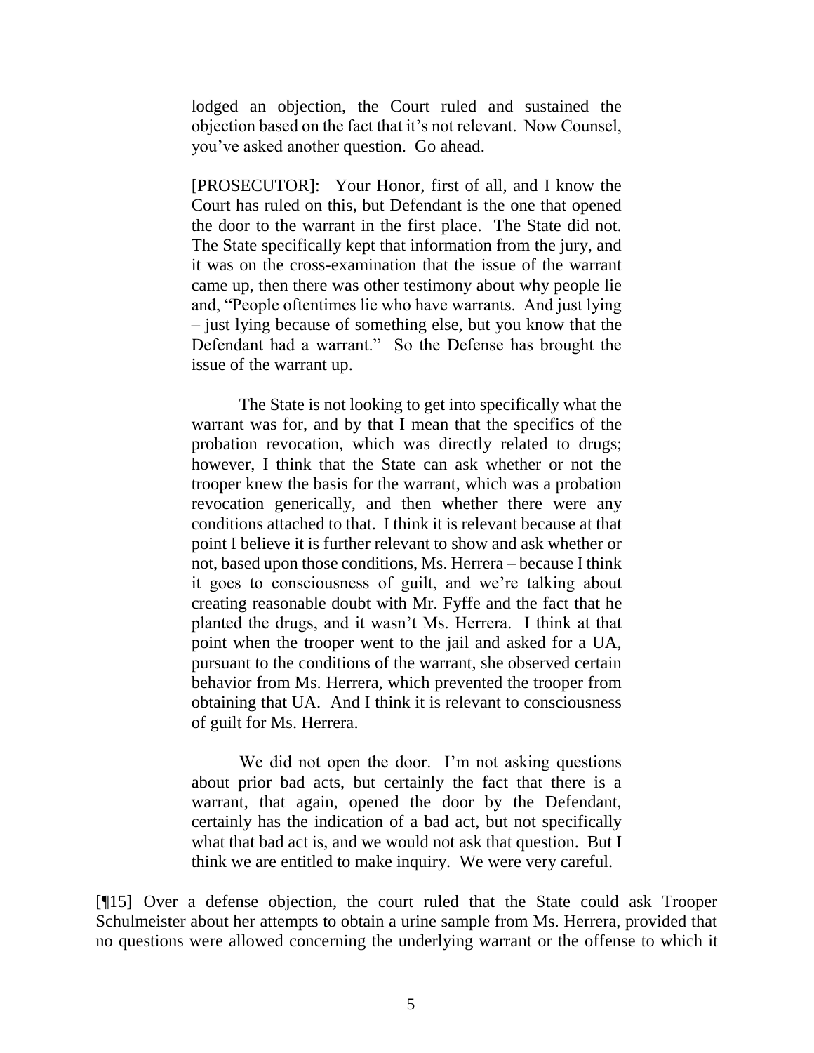> lodged an objection, the Court ruled and sustained the objection based on the fact that it's not relevant. Now Counsel, you've asked another question. Go ahead.
>
> [PROSECUTOR]: Your Honor, first of all, and I know the Court has ruled on this, but Defendant is the one that opened the door to the warrant in the first place. The State did not. The State specifically kept that information from the jury, and it was on the cross-examination that the issue of the warrant came up, then there was other testimony about why people lie and, "People oftentimes lie who have warrants. And just lying – just lying because of something else, but you know that the Defendant had a warrant." So the Defense has brought the issue of the warrant up.
>
> The State is not looking to get into specifically what the warrant was for, and by that I mean that the specifics of the probation revocation, which was directly related to drugs; however, I think that the State can ask whether or not the trooper knew the basis for the warrant, which was a probation revocation generically, and then whether there were any conditions attached to that. I think it is relevant because at that point I believe it is further relevant to show and ask whether or not, based upon those conditions, Ms. Herrera – because I think it goes to consciousness of guilt, and we're talking about creating reasonable doubt with Mr. Fyffe and the fact that he planted the drugs, and it wasn't Ms. Herrera. I think at that point when the trooper went to the jail and asked for a UA, pursuant to the conditions of the warrant, she observed certain behavior from Ms. Herrera, which prevented the trooper from obtaining that UA. And I think it is relevant to consciousness of guilt for Ms. Herrera.
>
> We did not open the door. I'm not asking questions about prior bad acts, but certainly the fact that there is a warrant, that again, opened the door by the Defendant, certainly has the indication of a bad act, but not specifically what that bad act is, and we would not ask that question. But I think we are entitled to make inquiry. We were very careful.

[¶15] Over a defense objection, the court ruled that the State could ask Trooper Schulmeister about her attempts to obtain a urine sample from Ms. Herrera, provided that no questions were allowed concerning the underlying warrant or the offense to which it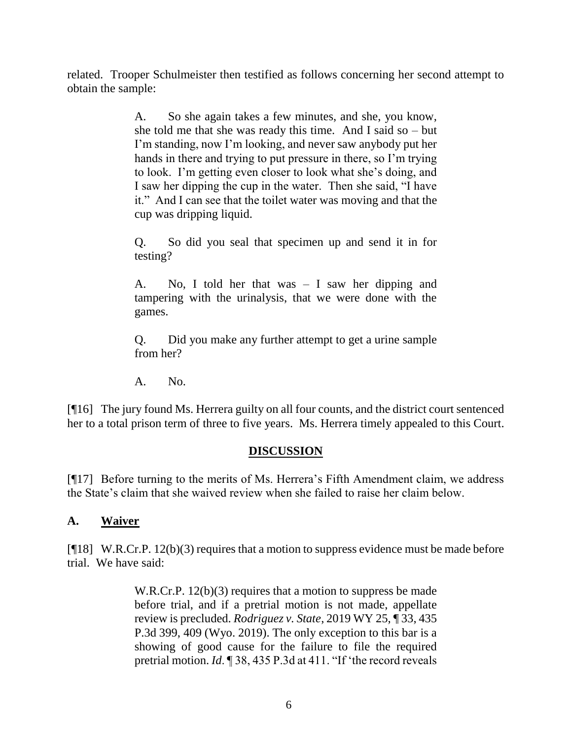related. Trooper Schulmeister then testified as follows concerning her second attempt to obtain the sample:

> A. So she again takes a few minutes, and she, you know, she told me that she was ready this time. And I said so – but I'm standing, now I'm looking, and never saw anybody put her hands in there and trying to put pressure in there, so I'm trying to look. I'm getting even closer to look what she's doing, and I saw her dipping the cup in the water. Then she said, "I have it." And I can see that the toilet water was moving and that the cup was dripping liquid.
>
> Q. So did you seal that specimen up and send it in for testing?
>
> A. No, I told her that was – I saw her dipping and tampering with the urinalysis, that we were done with the games.
>
> Q. Did you make any further attempt to get a urine sample from her?
>
> A. No.

[¶16] The jury found Ms. Herrera guilty on all four counts, and the district court sentenced her to a total prison term of three to five years. Ms. Herrera timely appealed to this Court.

## DISCUSSION

[¶17] Before turning to the merits of Ms. Herrera's Fifth Amendment claim, we address the State's claim that she waived review when she failed to raise her claim below.

### A. Waiver

[¶18] W.R.Cr.P. 12(b)(3) requires that a motion to suppress evidence must be made before trial. We have said:

> W.R.Cr.P. 12(b)(3) requires that a motion to suppress be made before trial, and if a pretrial motion is not made, appellate review is precluded. *Rodriguez v. State*, 2019 WY 25, ¶ 33, 435 P.3d 399, 409 (Wyo. 2019). The only exception to this bar is a showing of good cause for the failure to file the required pretrial motion. *Id*. ¶ 38, 435 P.3d at 411. "If 'the record reveals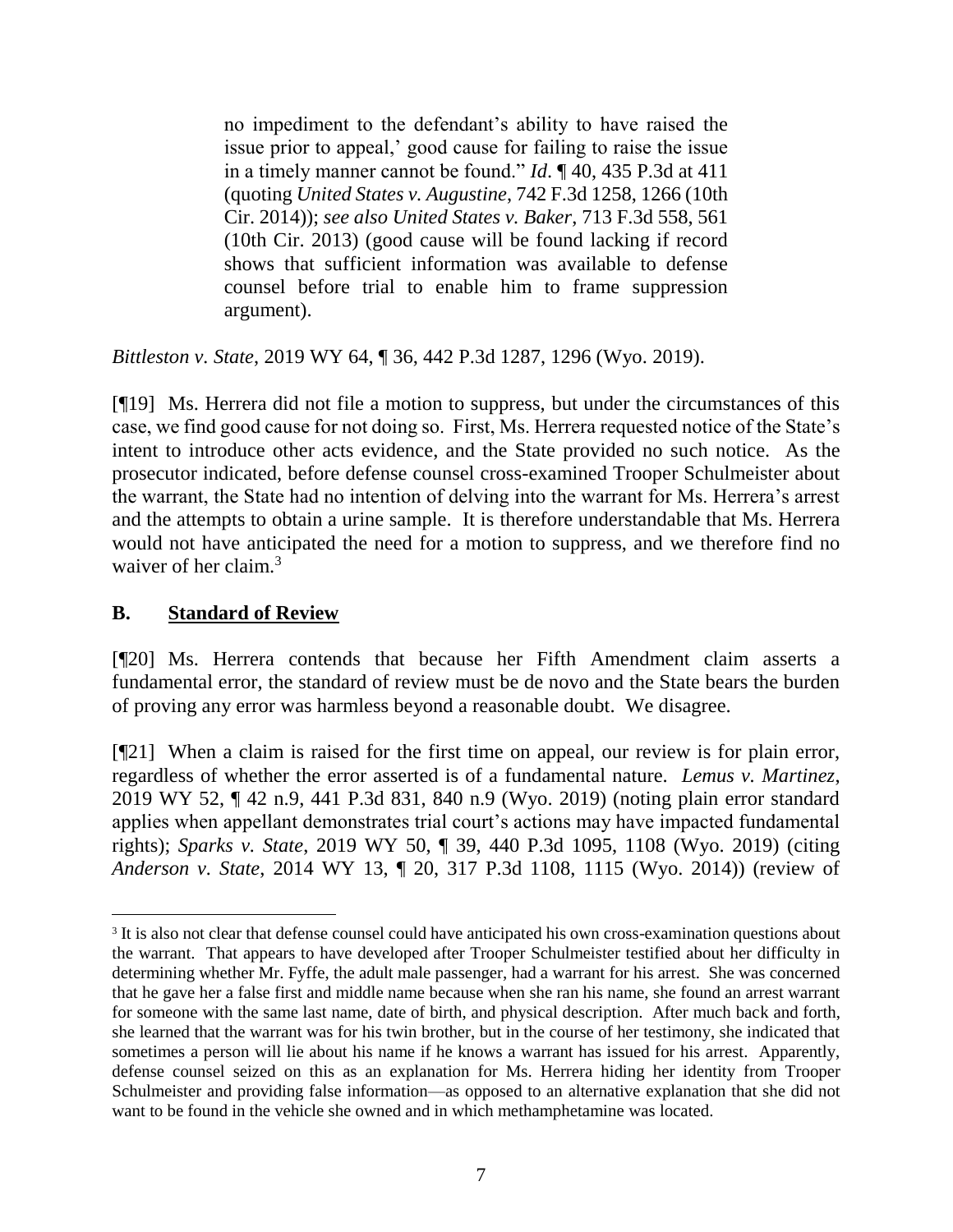> no impediment to the defendant's ability to have raised the issue prior to appeal,' good cause for failing to raise the issue in a timely manner cannot be found." *Id*. ¶ 40, 435 P.3d at 411 (quoting *United States v. Augustine*, 742 F.3d 1258, 1266 (10th Cir. 2014)); *see also United States v. Baker*, 713 F.3d 558, 561 (10th Cir. 2013) (good cause will be found lacking if record shows that sufficient information was available to defense counsel before trial to enable him to frame suppression argument).

*Bittleston v. State*, 2019 WY 64, ¶ 36, 442 P.3d 1287, 1296 (Wyo. 2019).

[¶19] Ms. Herrera did not file a motion to suppress, but under the circumstances of this case, we find good cause for not doing so. First, Ms. Herrera requested notice of the State's intent to introduce other acts evidence, and the State provided no such notice. As the prosecutor indicated, before defense counsel cross-examined Trooper Schulmeister about the warrant, the State had no intention of delving into the warrant for Ms. Herrera's arrest and the attempts to obtain a urine sample. It is therefore understandable that Ms. Herrera would not have anticipated the need for a motion to suppress, and we therefore find no waiver of her claim.[3]

## B. Standard of Review

[¶20] Ms. Herrera contends that because her Fifth Amendment claim asserts a fundamental error, the standard of review must be de novo and the State bears the burden of proving any error was harmless beyond a reasonable doubt. We disagree.

[¶21] When a claim is raised for the first time on appeal, our review is for plain error, regardless of whether the error asserted is of a fundamental nature. *Lemus v. Martinez*, 2019 WY 52, ¶ 42 n.9, 441 P.3d 831, 840 n.9 (Wyo. 2019) (noting plain error standard applies when appellant demonstrates trial court's actions may have impacted fundamental rights); *Sparks v. State*, 2019 WY 50, ¶ 39, 440 P.3d 1095, 1108 (Wyo. 2019) (citing *Anderson v. State*, 2014 WY 13, ¶ 20, 317 P.3d 1108, 1115 (Wyo. 2014)) (review of

---

[3] It is also not clear that defense counsel could have anticipated his own cross-examination questions about the warrant. That appears to have developed after Trooper Schulmeister testified about her difficulty in determining whether Mr. Fyffe, the adult male passenger, had a warrant for his arrest. She was concerned that he gave her a false first and middle name because when she ran his name, she found an arrest warrant for someone with the same last name, date of birth, and physical description. After much back and forth, she learned that the warrant was for his twin brother, but in the course of her testimony, she indicated that sometimes a person will lie about his name if he knows a warrant has issued for his arrest. Apparently, defense counsel seized on this as an explanation for Ms. Herrera hiding her identity from Trooper Schulmeister and providing false information—as opposed to an alternative explanation that she did not want to be found in the vehicle she owned and in which methamphetamine was located.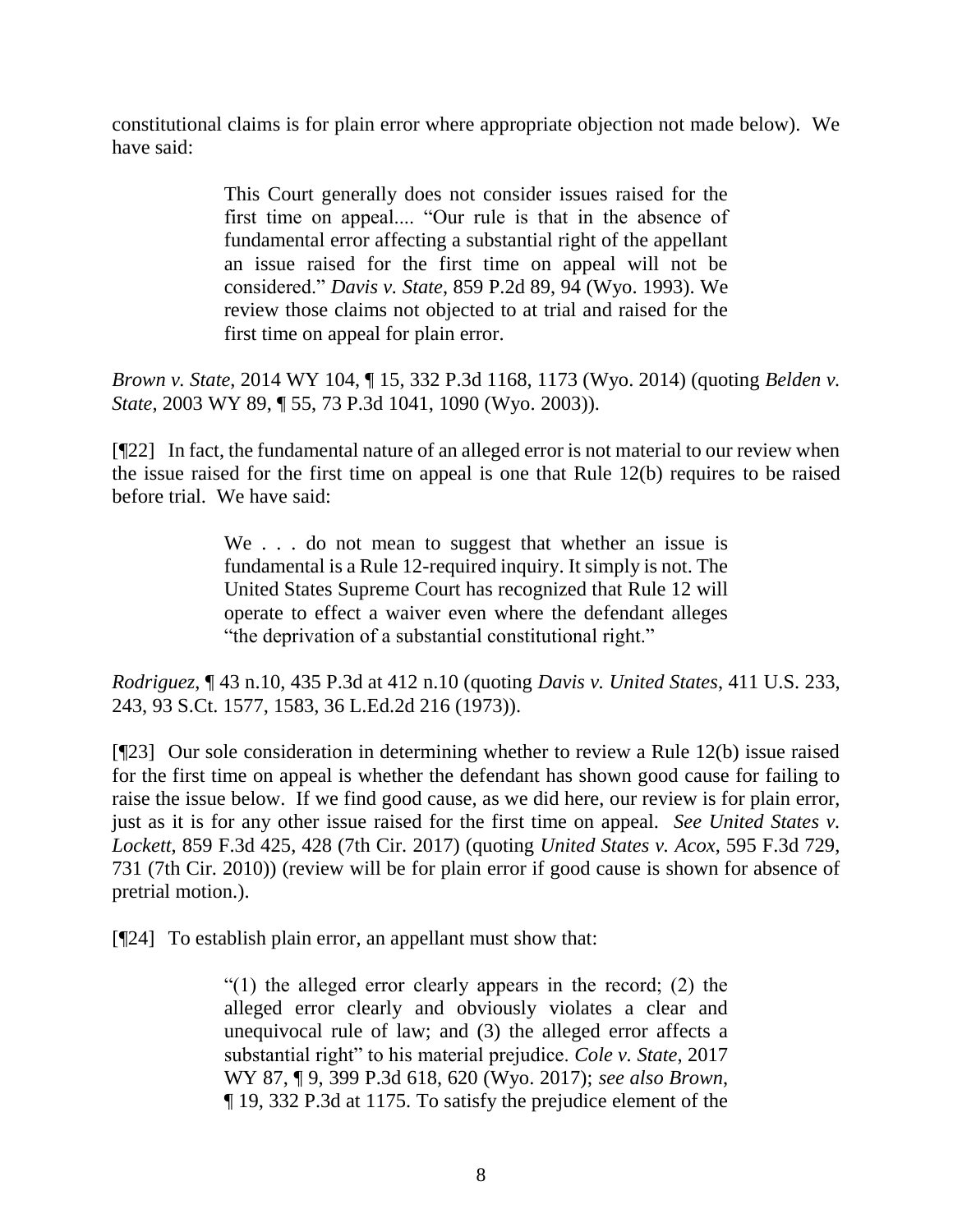constitutional claims is for plain error where appropriate objection not made below). We have said:

> This Court generally does not consider issues raised for the first time on appeal.... "Our rule is that in the absence of fundamental error affecting a substantial right of the appellant an issue raised for the first time on appeal will not be considered." *Davis v. State*, 859 P.2d 89, 94 (Wyo. 1993). We review those claims not objected to at trial and raised for the first time on appeal for plain error.

*Brown v. State*, 2014 WY 104, ¶ 15, 332 P.3d 1168, 1173 (Wyo. 2014) (quoting *Belden v. State*, 2003 WY 89, ¶ 55, 73 P.3d 1041, 1090 (Wyo. 2003)).

[¶22] In fact, the fundamental nature of an alleged error is not material to our review when the issue raised for the first time on appeal is one that Rule 12(b) requires to be raised before trial. We have said:

> We . . . do not mean to suggest that whether an issue is fundamental is a Rule 12-required inquiry. It simply is not. The United States Supreme Court has recognized that Rule 12 will operate to effect a waiver even where the defendant alleges "the deprivation of a substantial constitutional right."

*Rodriguez*, ¶ 43 n.10, 435 P.3d at 412 n.10 (quoting *Davis v. United States*, 411 U.S. 233, 243, 93 S.Ct. 1577, 1583, 36 L.Ed.2d 216 (1973)).

[¶23] Our sole consideration in determining whether to review a Rule 12(b) issue raised for the first time on appeal is whether the defendant has shown good cause for failing to raise the issue below. If we find good cause, as we did here, our review is for plain error, just as it is for any other issue raised for the first time on appeal. *See United States v. Lockett*, 859 F.3d 425, 428 (7th Cir. 2017) (quoting *United States v. Acox*, 595 F.3d 729, 731 (7th Cir. 2010)) (review will be for plain error if good cause is shown for absence of pretrial motion.).

[¶24] To establish plain error, an appellant must show that:

> "(1) the alleged error clearly appears in the record; (2) the alleged error clearly and obviously violates a clear and unequivocal rule of law; and (3) the alleged error affects a substantial right" to his material prejudice. *Cole v. State*, 2017 WY 87, ¶ 9, 399 P.3d 618, 620 (Wyo. 2017); *see also Brown*, ¶ 19, 332 P.3d at 1175. To satisfy the prejudice element of the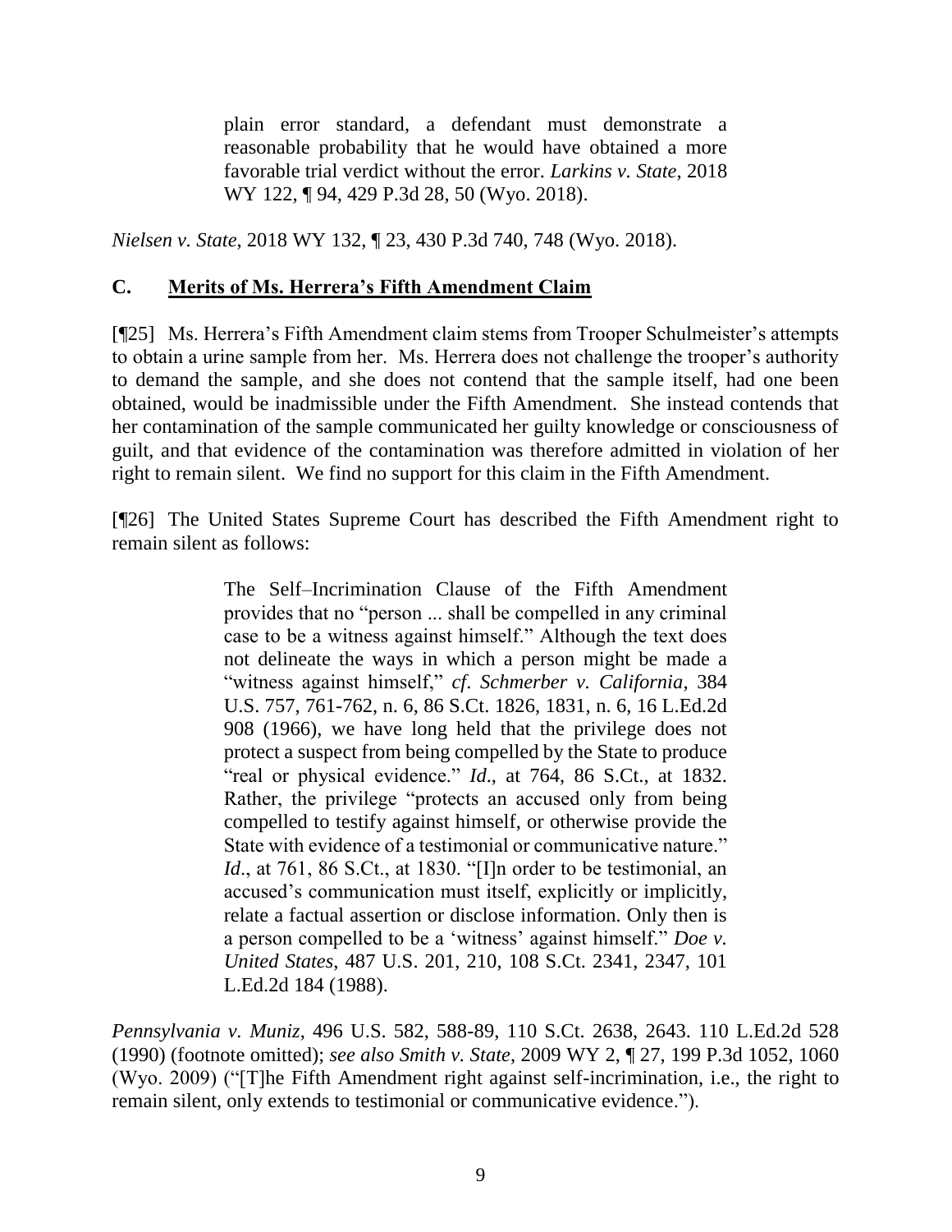> plain error standard, a defendant must demonstrate a reasonable probability that he would have obtained a more favorable trial verdict without the error. *Larkins v. State*, 2018 WY 122, ¶ 94, 429 P.3d 28, 50 (Wyo. 2018).

*Nielsen v. State*, 2018 WY 132, ¶ 23, 430 P.3d 740, 748 (Wyo. 2018).

## C. Merits of Ms. Herrera's Fifth Amendment Claim

[¶25] Ms. Herrera's Fifth Amendment claim stems from Trooper Schulmeister's attempts to obtain a urine sample from her. Ms. Herrera does not challenge the trooper's authority to demand the sample, and she does not contend that the sample itself, had one been obtained, would be inadmissible under the Fifth Amendment. She instead contends that her contamination of the sample communicated her guilty knowledge or consciousness of guilt, and that evidence of the contamination was therefore admitted in violation of her right to remain silent. We find no support for this claim in the Fifth Amendment.

[¶26] The United States Supreme Court has described the Fifth Amendment right to remain silent as follows:

> The Self–Incrimination Clause of the Fifth Amendment provides that no "person ... shall be compelled in any criminal case to be a witness against himself." Although the text does not delineate the ways in which a person might be made a "witness against himself," *cf. Schmerber v. California*, 384 U.S. 757, 761-762, n. 6, 86 S.Ct. 1826, 1831, n. 6, 16 L.Ed.2d 908 (1966), we have long held that the privilege does not protect a suspect from being compelled by the State to produce "real or physical evidence." *Id*., at 764, 86 S.Ct., at 1832. Rather, the privilege "protects an accused only from being compelled to testify against himself, or otherwise provide the State with evidence of a testimonial or communicative nature." *Id*., at 761, 86 S.Ct., at 1830. "[I]n order to be testimonial, an accused's communication must itself, explicitly or implicitly, relate a factual assertion or disclose information. Only then is a person compelled to be a 'witness' against himself." *Doe v. United States*, 487 U.S. 201, 210, 108 S.Ct. 2341, 2347, 101 L.Ed.2d 184 (1988).

*Pennsylvania v. Muniz*, 496 U.S. 582, 588-89, 110 S.Ct. 2638, 2643. 110 L.Ed.2d 528 (1990) (footnote omitted); *see also Smith v. State*, 2009 WY 2, ¶ 27, 199 P.3d 1052, 1060 (Wyo. 2009) ("[T]he Fifth Amendment right against self-incrimination, i.e., the right to remain silent, only extends to testimonial or communicative evidence.").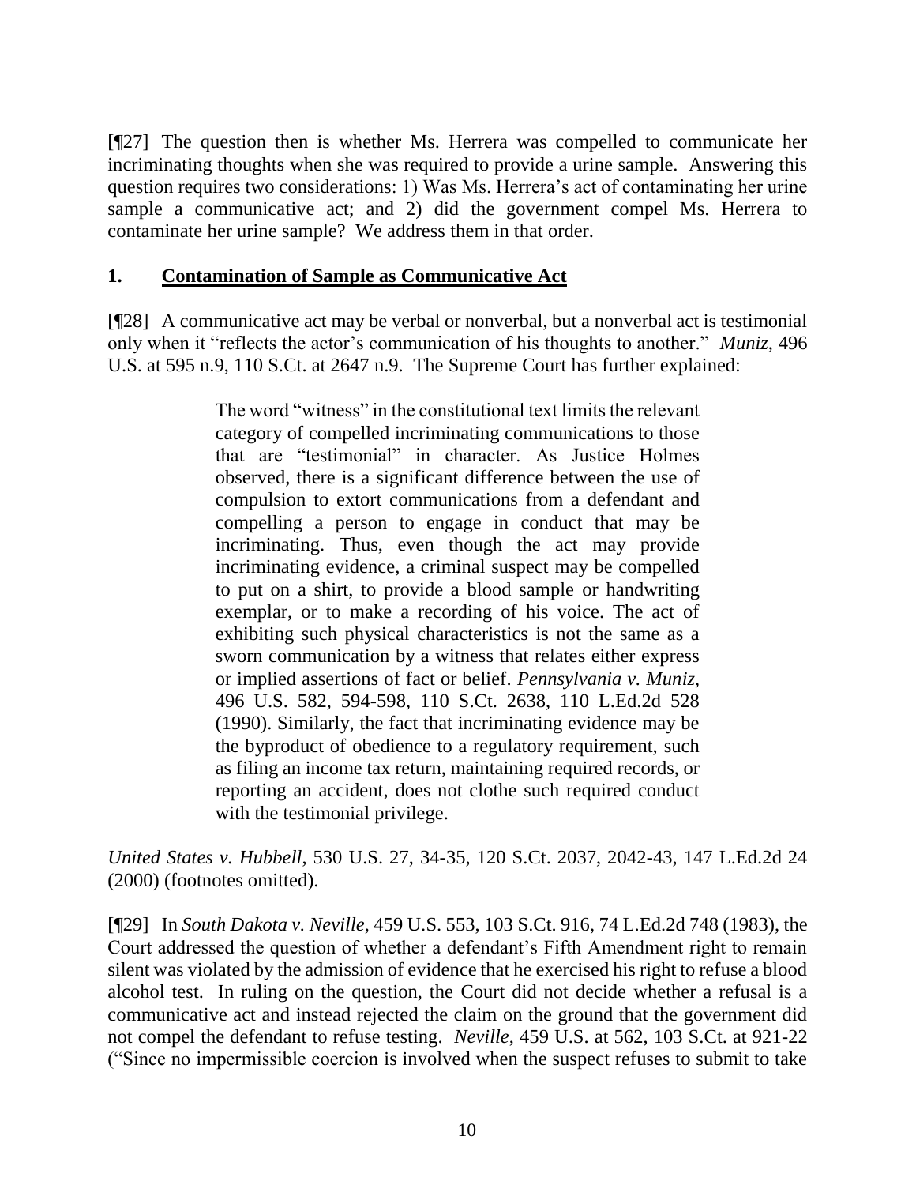[¶27] The question then is whether Ms. Herrera was compelled to communicate her incriminating thoughts when she was required to provide a urine sample. Answering this question requires two considerations: 1) Was Ms. Herrera's act of contaminating her urine sample a communicative act; and 2) did the government compel Ms. Herrera to contaminate her urine sample? We address them in that order.

## 1. Contamination of Sample as Communicative Act

[¶28] A communicative act may be verbal or nonverbal, but a nonverbal act is testimonial only when it "reflects the actor's communication of his thoughts to another." *Muniz*, 496 U.S. at 595 n.9, 110 S.Ct. at 2647 n.9. The Supreme Court has further explained:

> The word "witness" in the constitutional text limits the relevant category of compelled incriminating communications to those that are "testimonial" in character. As Justice Holmes observed, there is a significant difference between the use of compulsion to extort communications from a defendant and compelling a person to engage in conduct that may be incriminating. Thus, even though the act may provide incriminating evidence, a criminal suspect may be compelled to put on a shirt, to provide a blood sample or handwriting exemplar, or to make a recording of his voice. The act of exhibiting such physical characteristics is not the same as a sworn communication by a witness that relates either express or implied assertions of fact or belief. *Pennsylvania v. Muniz*, 496 U.S. 582, 594-598, 110 S.Ct. 2638, 110 L.Ed.2d 528 (1990). Similarly, the fact that incriminating evidence may be the byproduct of obedience to a regulatory requirement, such as filing an income tax return, maintaining required records, or reporting an accident, does not clothe such required conduct with the testimonial privilege.

*United States v. Hubbell*, 530 U.S. 27, 34-35, 120 S.Ct. 2037, 2042-43, 147 L.Ed.2d 24 (2000) (footnotes omitted).

[¶29] In *South Dakota v. Neville*, 459 U.S. 553, 103 S.Ct. 916, 74 L.Ed.2d 748 (1983), the Court addressed the question of whether a defendant's Fifth Amendment right to remain silent was violated by the admission of evidence that he exercised his right to refuse a blood alcohol test. In ruling on the question, the Court did not decide whether a refusal is a communicative act and instead rejected the claim on the ground that the government did not compel the defendant to refuse testing. *Neville*, 459 U.S. at 562, 103 S.Ct. at 921-22 ("Since no impermissible coercion is involved when the suspect refuses to submit to take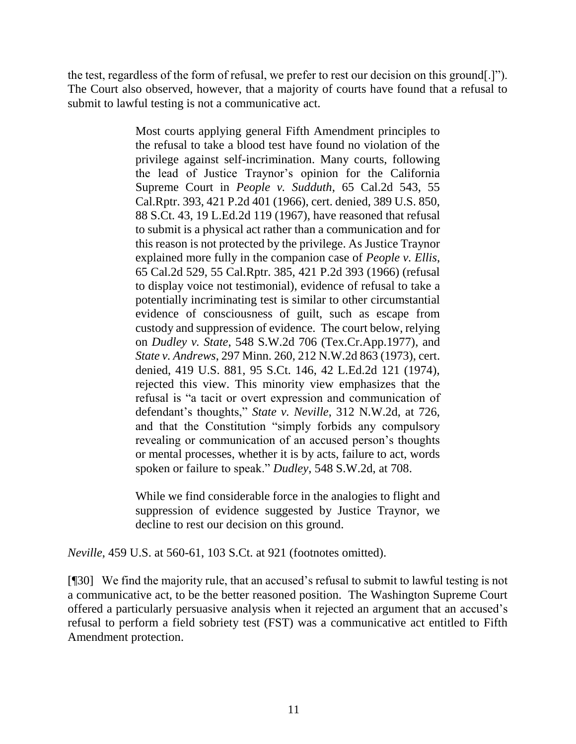the test, regardless of the form of refusal, we prefer to rest our decision on this ground[.]"). The Court also observed, however, that a majority of courts have found that a refusal to submit to lawful testing is not a communicative act.

> Most courts applying general Fifth Amendment principles to the refusal to take a blood test have found no violation of the privilege against self-incrimination. Many courts, following the lead of Justice Traynor's opinion for the California Supreme Court in *People v. Sudduth*, 65 Cal.2d 543, 55 Cal.Rptr. 393, 421 P.2d 401 (1966), cert. denied, 389 U.S. 850, 88 S.Ct. 43, 19 L.Ed.2d 119 (1967), have reasoned that refusal to submit is a physical act rather than a communication and for this reason is not protected by the privilege. As Justice Traynor explained more fully in the companion case of *People v. Ellis*, 65 Cal.2d 529, 55 Cal.Rptr. 385, 421 P.2d 393 (1966) (refusal to display voice not testimonial), evidence of refusal to take a potentially incriminating test is similar to other circumstantial evidence of consciousness of guilt, such as escape from custody and suppression of evidence. The court below, relying on *Dudley v. State*, 548 S.W.2d 706 (Tex.Cr.App.1977), and *State v. Andrews*, 297 Minn. 260, 212 N.W.2d 863 (1973), cert. denied, 419 U.S. 881, 95 S.Ct. 146, 42 L.Ed.2d 121 (1974), rejected this view. This minority view emphasizes that the refusal is "a tacit or overt expression and communication of defendant's thoughts," *State v. Neville*, 312 N.W.2d, at 726, and that the Constitution "simply forbids any compulsory revealing or communication of an accused person's thoughts or mental processes, whether it is by acts, failure to act, words spoken or failure to speak." *Dudley*, 548 S.W.2d, at 708.
>
> While we find considerable force in the analogies to flight and suppression of evidence suggested by Justice Traynor, we decline to rest our decision on this ground.

*Neville*, 459 U.S. at 560-61, 103 S.Ct. at 921 (footnotes omitted).

[¶30] We find the majority rule, that an accused's refusal to submit to lawful testing is not a communicative act, to be the better reasoned position. The Washington Supreme Court offered a particularly persuasive analysis when it rejected an argument that an accused's refusal to perform a field sobriety test (FST) was a communicative act entitled to Fifth Amendment protection.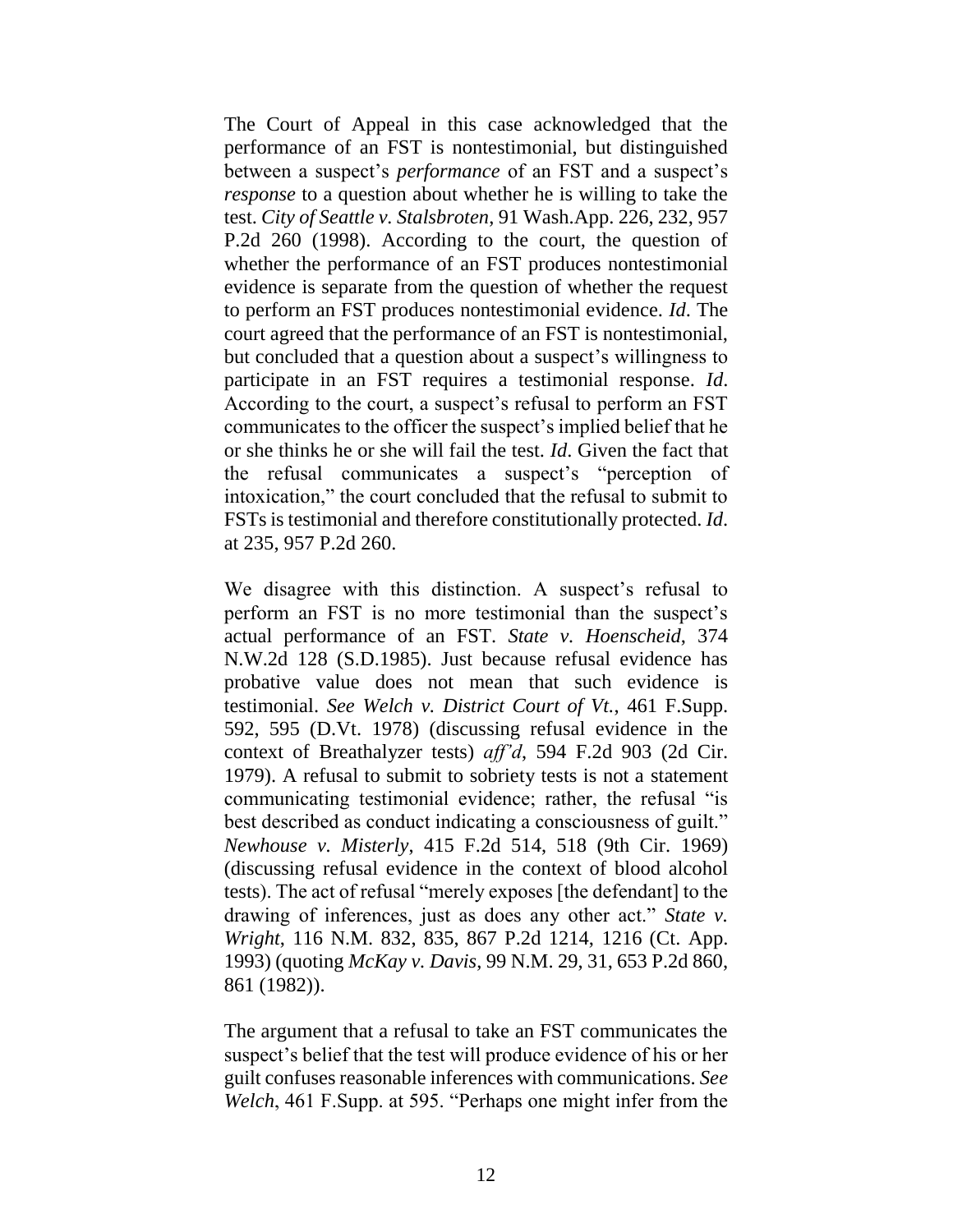The Court of Appeal in this case acknowledged that the performance of an FST is nontestimonial, but distinguished between a suspect's *performance* of an FST and a suspect's *response* to a question about whether he is willing to take the test. *City of Seattle v. Stalsbroten*, 91 Wash.App. 226, 232, 957 P.2d 260 (1998). According to the court, the question of whether the performance of an FST produces nontestimonial evidence is separate from the question of whether the request to perform an FST produces nontestimonial evidence. *Id*. The court agreed that the performance of an FST is nontestimonial, but concluded that a question about a suspect's willingness to participate in an FST requires a testimonial response. *Id*. According to the court, a suspect's refusal to perform an FST communicates to the officer the suspect's implied belief that he or she thinks he or she will fail the test. *Id*. Given the fact that the refusal communicates a suspect's "perception of intoxication," the court concluded that the refusal to submit to FSTs is testimonial and therefore constitutionally protected. *Id*. at 235, 957 P.2d 260.

We disagree with this distinction. A suspect's refusal to perform an FST is no more testimonial than the suspect's actual performance of an FST. *State v. Hoenscheid*, 374 N.W.2d 128 (S.D.1985). Just because refusal evidence has probative value does not mean that such evidence is testimonial. *See Welch v. District Court of Vt.*, 461 F.Supp. 592, 595 (D.Vt. 1978) (discussing refusal evidence in the context of Breathalyzer tests) *aff'd*, 594 F.2d 903 (2d Cir. 1979). A refusal to submit to sobriety tests is not a statement communicating testimonial evidence; rather, the refusal "is best described as conduct indicating a consciousness of guilt." *Newhouse v. Misterly*, 415 F.2d 514, 518 (9th Cir. 1969) (discussing refusal evidence in the context of blood alcohol tests). The act of refusal "merely exposes [the defendant] to the drawing of inferences, just as does any other act." *State v. Wright*, 116 N.M. 832, 835, 867 P.2d 1214, 1216 (Ct. App. 1993) (quoting *McKay v. Davis*, 99 N.M. 29, 31, 653 P.2d 860, 861 (1982)).

The argument that a refusal to take an FST communicates the suspect's belief that the test will produce evidence of his or her guilt confuses reasonable inferences with communications. *See Welch*, 461 F.Supp. at 595. "Perhaps one might infer from the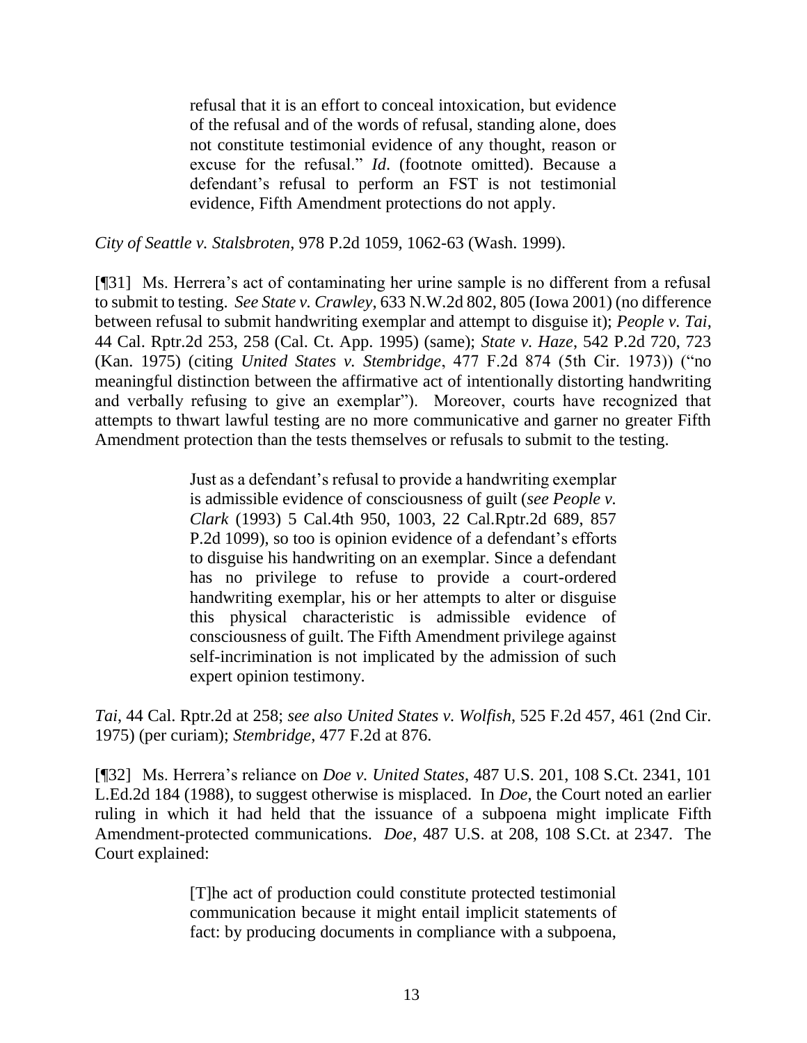> refusal that it is an effort to conceal intoxication, but evidence of the refusal and of the words of refusal, standing alone, does not constitute testimonial evidence of any thought, reason or excuse for the refusal." *Id*. (footnote omitted). Because a defendant's refusal to perform an FST is not testimonial evidence, Fifth Amendment protections do not apply.

*City of Seattle v. Stalsbroten*, 978 P.2d 1059, 1062-63 (Wash. 1999).

[¶31] Ms. Herrera's act of contaminating her urine sample is no different from a refusal to submit to testing. *See State v. Crawley*, 633 N.W.2d 802, 805 (Iowa 2001) (no difference between refusal to submit handwriting exemplar and attempt to disguise it); *People v. Tai*, 44 Cal. Rptr.2d 253, 258 (Cal. Ct. App. 1995) (same); *State v. Haze*, 542 P.2d 720, 723 (Kan. 1975) (citing *United States v. Stembridge*, 477 F.2d 874 (5th Cir. 1973)) ("no meaningful distinction between the affirmative act of intentionally distorting handwriting and verbally refusing to give an exemplar"). Moreover, courts have recognized that attempts to thwart lawful testing are no more communicative and garner no greater Fifth Amendment protection than the tests themselves or refusals to submit to the testing.

> Just as a defendant's refusal to provide a handwriting exemplar is admissible evidence of consciousness of guilt (*see People v. Clark* (1993) 5 Cal.4th 950, 1003, 22 Cal.Rptr.2d 689, 857 P.2d 1099), so too is opinion evidence of a defendant's efforts to disguise his handwriting on an exemplar. Since a defendant has no privilege to refuse to provide a court-ordered handwriting exemplar, his or her attempts to alter or disguise this physical characteristic is admissible evidence of consciousness of guilt. The Fifth Amendment privilege against self-incrimination is not implicated by the admission of such expert opinion testimony.

*Tai*, 44 Cal. Rptr.2d at 258; *see also United States v. Wolfish*, 525 F.2d 457, 461 (2nd Cir. 1975) (per curiam); *Stembridge*, 477 F.2d at 876.

[¶32] Ms. Herrera's reliance on *Doe v. United States*, 487 U.S. 201, 108 S.Ct. 2341, 101 L.Ed.2d 184 (1988), to suggest otherwise is misplaced. In *Doe*, the Court noted an earlier ruling in which it had held that the issuance of a subpoena might implicate Fifth Amendment-protected communications. *Doe*, 487 U.S. at 208, 108 S.Ct. at 2347. The Court explained:

> [T]he act of production could constitute protected testimonial communication because it might entail implicit statements of fact: by producing documents in compliance with a subpoena,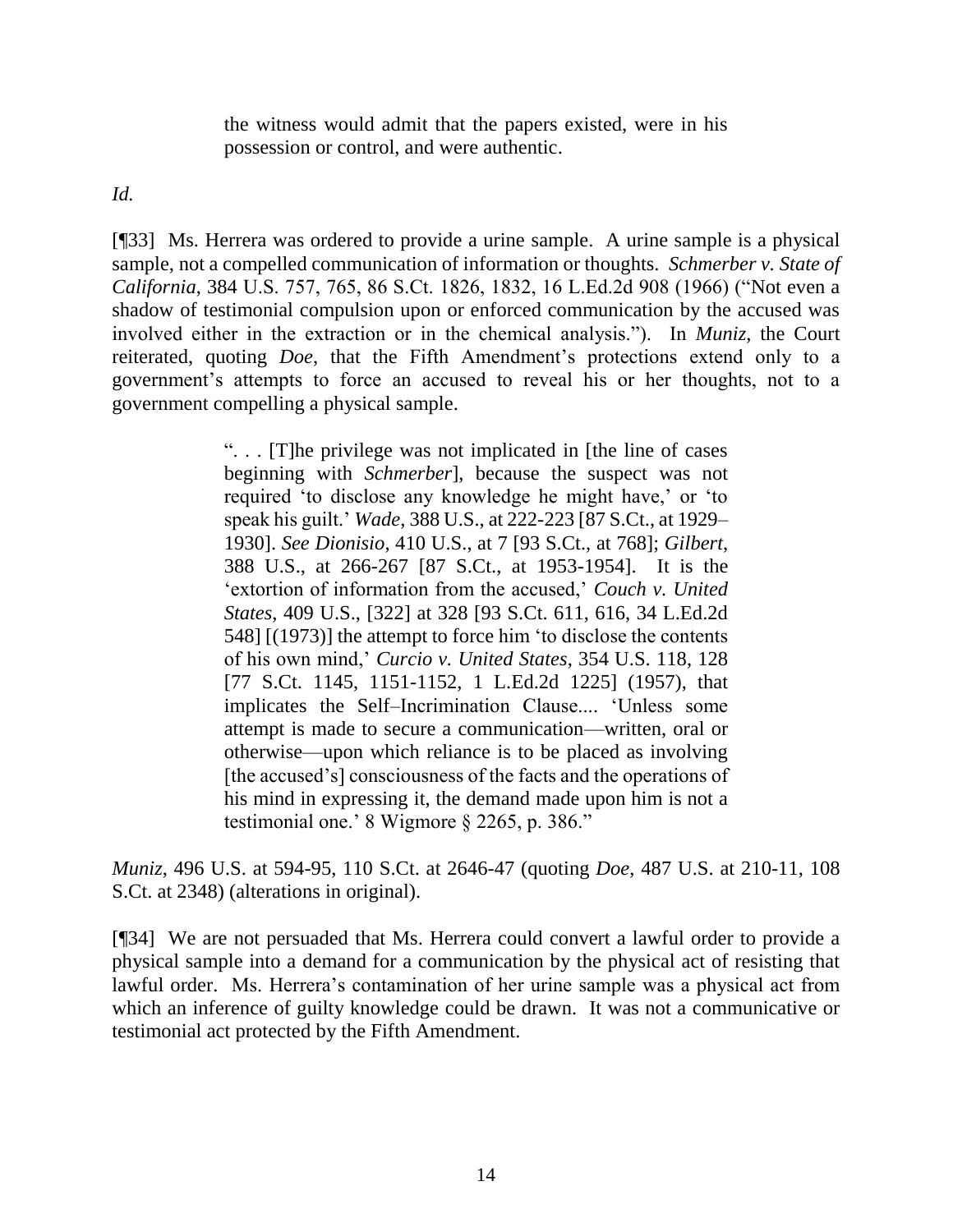> the witness would admit that the papers existed, were in his possession or control, and were authentic.

*Id.*

[¶33] Ms. Herrera was ordered to provide a urine sample. A urine sample is a physical sample, not a compelled communication of information or thoughts. *Schmerber v. State of California*, 384 U.S. 757, 765, 86 S.Ct. 1826, 1832, 16 L.Ed.2d 908 (1966) ("Not even a shadow of testimonial compulsion upon or enforced communication by the accused was involved either in the extraction or in the chemical analysis."). In *Muniz*, the Court reiterated, quoting *Doe*, that the Fifth Amendment's protections extend only to a government's attempts to force an accused to reveal his or her thoughts, not to a government compelling a physical sample.

> ". . . [T]he privilege was not implicated in [the line of cases beginning with *Schmerber*], because the suspect was not required 'to disclose any knowledge he might have,' or 'to speak his guilt.' *Wade*, 388 U.S., at 222-223 [87 S.Ct., at 1929–1930]. *See Dionisio*, 410 U.S., at 7 [93 S.Ct., at 768]; *Gilbert*, 388 U.S., at 266-267 [87 S.Ct., at 1953-1954]. It is the 'extortion of information from the accused,' *Couch v. United States*, 409 U.S., [322] at 328 [93 S.Ct. 611, 616, 34 L.Ed.2d 548] [(1973)] the attempt to force him 'to disclose the contents of his own mind,' *Curcio v. United States*, 354 U.S. 118, 128 [77 S.Ct. 1145, 1151-1152, 1 L.Ed.2d 1225] (1957), that implicates the Self–Incrimination Clause.... 'Unless some attempt is made to secure a communication—written, oral or otherwise—upon which reliance is to be placed as involving [the accused's] consciousness of the facts and the operations of his mind in expressing it, the demand made upon him is not a testimonial one.' 8 Wigmore § 2265, p. 386."

*Muniz*, 496 U.S. at 594-95, 110 S.Ct. at 2646-47 (quoting *Doe*, 487 U.S. at 210-11, 108 S.Ct. at 2348) (alterations in original).

[¶34] We are not persuaded that Ms. Herrera could convert a lawful order to provide a physical sample into a demand for a communication by the physical act of resisting that lawful order. Ms. Herrera's contamination of her urine sample was a physical act from which an inference of guilty knowledge could be drawn. It was not a communicative or testimonial act protected by the Fifth Amendment.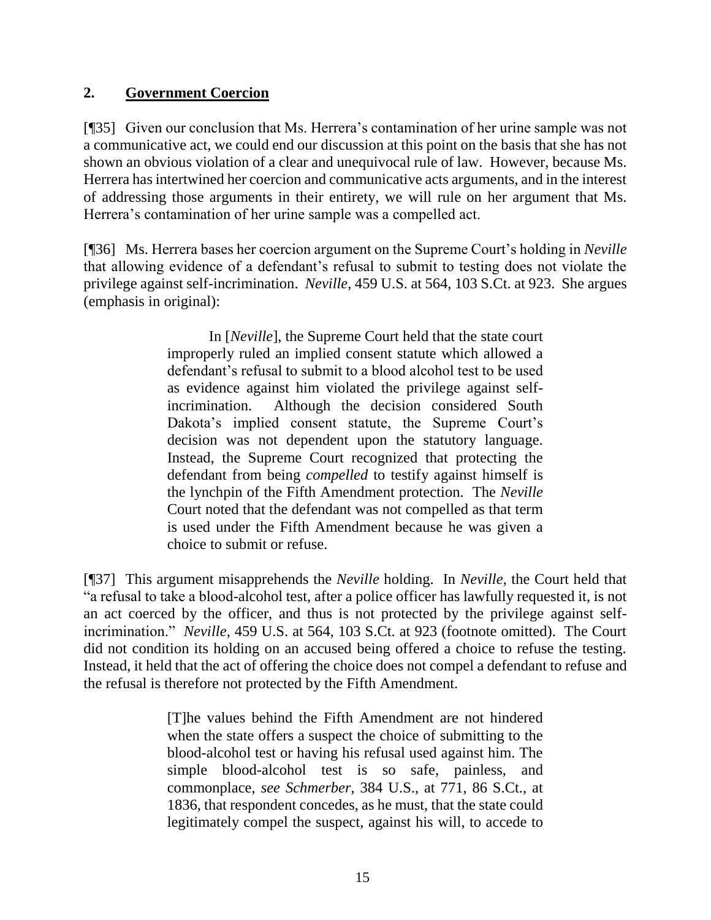## 2. **Government Coercion**

[¶35] Given our conclusion that Ms. Herrera's contamination of her urine sample was not a communicative act, we could end our discussion at this point on the basis that she has not shown an obvious violation of a clear and unequivocal rule of law. However, because Ms. Herrera has intertwined her coercion and communicative acts arguments, and in the interest of addressing those arguments in their entirety, we will rule on her argument that Ms. Herrera's contamination of her urine sample was a compelled act.

[¶36] Ms. Herrera bases her coercion argument on the Supreme Court's holding in *Neville* that allowing evidence of a defendant's refusal to submit to testing does not violate the privilege against self-incrimination. *Neville*, 459 U.S. at 564, 103 S.Ct. at 923. She argues (emphasis in original):

> In [*Neville*], the Supreme Court held that the state court improperly ruled an implied consent statute which allowed a defendant's refusal to submit to a blood alcohol test to be used as evidence against him violated the privilege against self-incrimination. Although the decision considered South Dakota's implied consent statute, the Supreme Court's decision was not dependent upon the statutory language. Instead, the Supreme Court recognized that protecting the defendant from being *compelled* to testify against himself is the lynchpin of the Fifth Amendment protection. The *Neville* Court noted that the defendant was not compelled as that term is used under the Fifth Amendment because he was given a choice to submit or refuse.

[¶37] This argument misapprehends the *Neville* holding. In *Neville*, the Court held that "a refusal to take a blood-alcohol test, after a police officer has lawfully requested it, is not an act coerced by the officer, and thus is not protected by the privilege against self-incrimination." *Neville*, 459 U.S. at 564, 103 S.Ct. at 923 (footnote omitted). The Court did not condition its holding on an accused being offered a choice to refuse the testing. Instead, it held that the act of offering the choice does not compel a defendant to refuse and the refusal is therefore not protected by the Fifth Amendment.

> [T]he values behind the Fifth Amendment are not hindered when the state offers a suspect the choice of submitting to the blood-alcohol test or having his refusal used against him. The simple blood-alcohol test is so safe, painless, and commonplace, *see Schmerber*, 384 U.S., at 771, 86 S.Ct., at 1836, that respondent concedes, as he must, that the state could legitimately compel the suspect, against his will, to accede to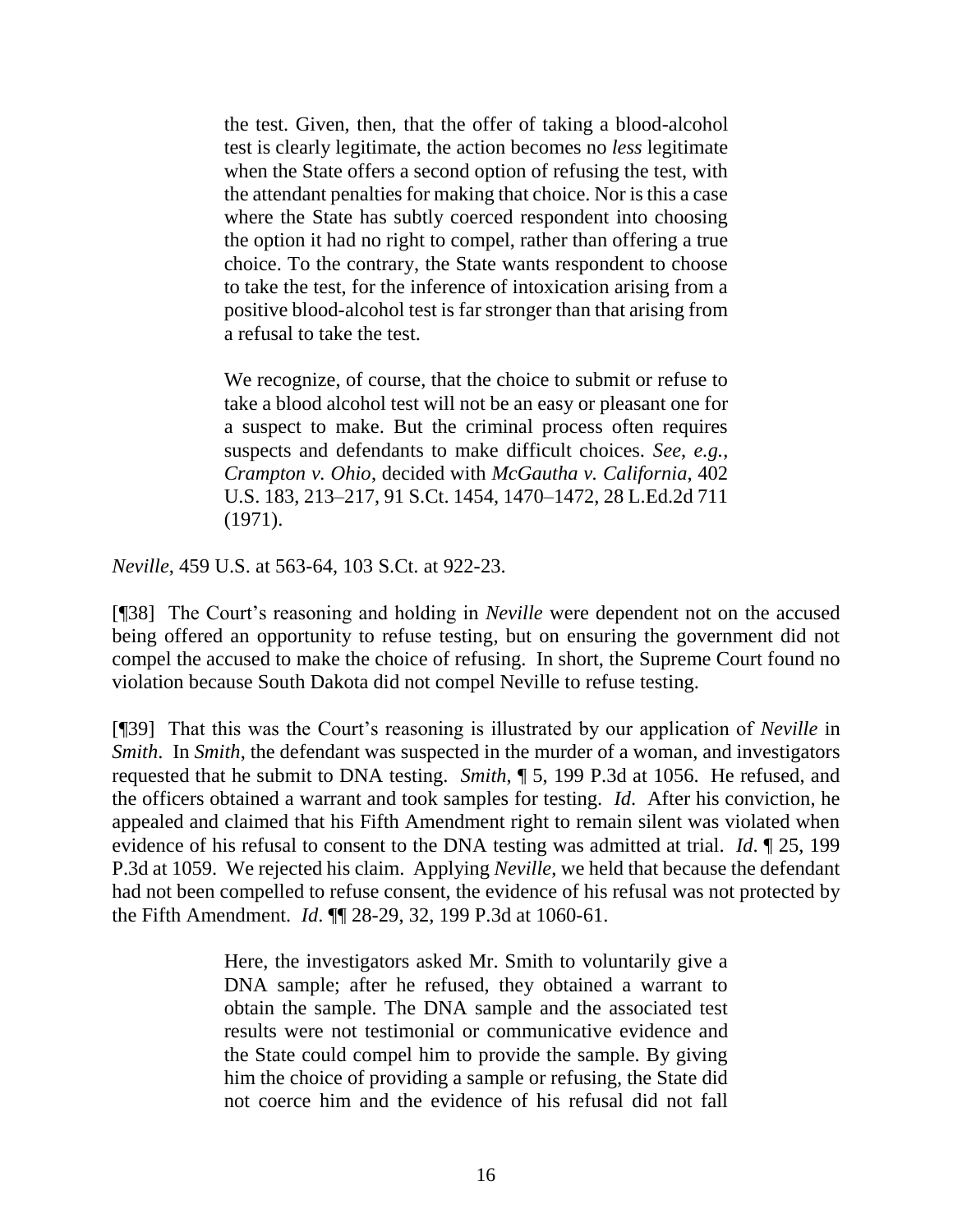> the test. Given, then, that the offer of taking a blood-alcohol test is clearly legitimate, the action becomes no *less* legitimate when the State offers a second option of refusing the test, with the attendant penalties for making that choice. Nor is this a case where the State has subtly coerced respondent into choosing the option it had no right to compel, rather than offering a true choice. To the contrary, the State wants respondent to choose to take the test, for the inference of intoxication arising from a positive blood-alcohol test is far stronger than that arising from a refusal to take the test.
>
> We recognize, of course, that the choice to submit or refuse to take a blood alcohol test will not be an easy or pleasant one for a suspect to make. But the criminal process often requires suspects and defendants to make difficult choices. *See, e.g.*, *Crampton v. Ohio*, decided with *McGautha v. California*, 402 U.S. 183, 213–217, 91 S.Ct. 1454, 1470–1472, 28 L.Ed.2d 711 (1971).

*Neville*, 459 U.S. at 563-64, 103 S.Ct. at 922-23.

[¶38] The Court's reasoning and holding in *Neville* were dependent not on the accused being offered an opportunity to refuse testing, but on ensuring the government did not compel the accused to make the choice of refusing. In short, the Supreme Court found no violation because South Dakota did not compel Neville to refuse testing.

[¶39] That this was the Court's reasoning is illustrated by our application of *Neville* in *Smith*. In *Smith*, the defendant was suspected in the murder of a woman, and investigators requested that he submit to DNA testing. *Smith*, ¶ 5, 199 P.3d at 1056. He refused, and the officers obtained a warrant and took samples for testing. *Id*. After his conviction, he appealed and claimed that his Fifth Amendment right to remain silent was violated when evidence of his refusal to consent to the DNA testing was admitted at trial. *Id*. ¶ 25, 199 P.3d at 1059. We rejected his claim. Applying *Neville*, we held that because the defendant had not been compelled to refuse consent, the evidence of his refusal was not protected by the Fifth Amendment. *Id*. ¶¶ 28-29, 32, 199 P.3d at 1060-61.

> Here, the investigators asked Mr. Smith to voluntarily give a DNA sample; after he refused, they obtained a warrant to obtain the sample. The DNA sample and the associated test results were not testimonial or communicative evidence and the State could compel him to provide the sample. By giving him the choice of providing a sample or refusing, the State did not coerce him and the evidence of his refusal did not fall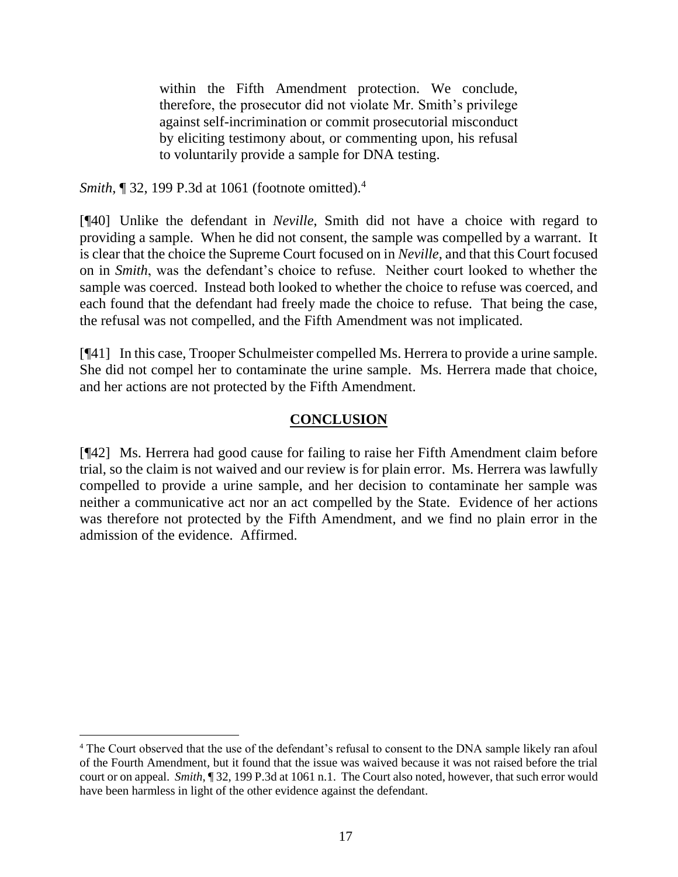> within the Fifth Amendment protection. We conclude, therefore, the prosecutor did not violate Mr. Smith's privilege against self-incrimination or commit prosecutorial misconduct by eliciting testimony about, or commenting upon, his refusal to voluntarily provide a sample for DNA testing.

*Smith*, ¶ 32, 199 P.3d at 1061 (footnote omitted).[4]

[¶40] Unlike the defendant in *Neville*, Smith did not have a choice with regard to providing a sample. When he did not consent, the sample was compelled by a warrant. It is clear that the choice the Supreme Court focused on in *Neville*, and that this Court focused on in *Smith*, was the defendant's choice to refuse. Neither court looked to whether the sample was coerced. Instead both looked to whether the choice to refuse was coerced, and each found that the defendant had freely made the choice to refuse. That being the case, the refusal was not compelled, and the Fifth Amendment was not implicated.

[¶41] In this case, Trooper Schulmeister compelled Ms. Herrera to provide a urine sample. She did not compel her to contaminate the urine sample. Ms. Herrera made that choice, and her actions are not protected by the Fifth Amendment.

## CONCLUSION

[¶42] Ms. Herrera had good cause for failing to raise her Fifth Amendment claim before trial, so the claim is not waived and our review is for plain error. Ms. Herrera was lawfully compelled to provide a urine sample, and her decision to contaminate her sample was neither a communicative act nor an act compelled by the State. Evidence of her actions was therefore not protected by the Fifth Amendment, and we find no plain error in the admission of the evidence. Affirmed.

---

[4] The Court observed that the use of the defendant's refusal to consent to the DNA sample likely ran afoul of the Fourth Amendment, but it found that the issue was waived because it was not raised before the trial court or on appeal. *Smith*, ¶ 32, 199 P.3d at 1061 n.1. The Court also noted, however, that such error would have been harmless in light of the other evidence against the defendant.